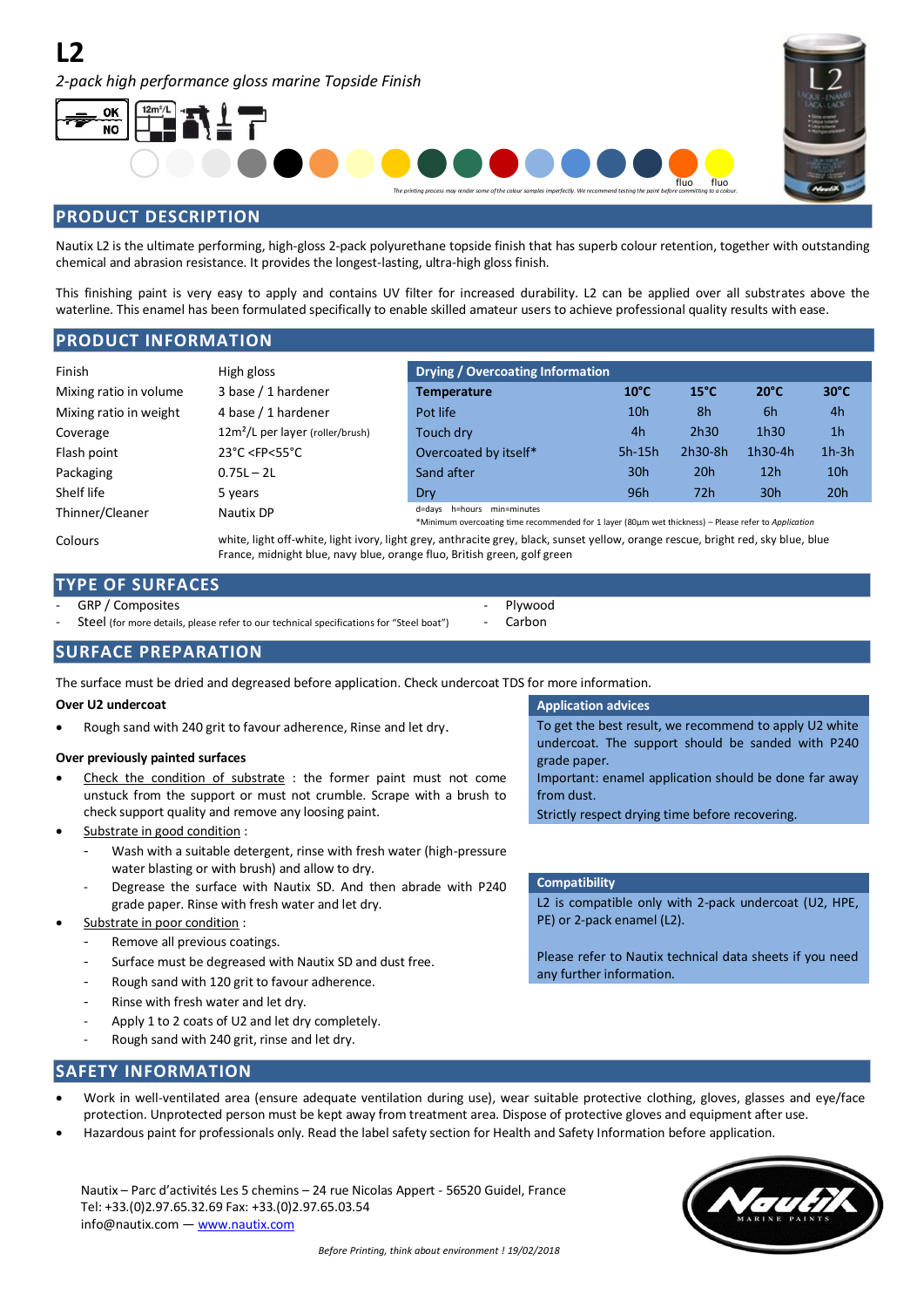# L2

*2-pack high performance gloss marine Topside Finish*

OK NO 12m²/L

fluo fluo

*The printing process may render some of the colour samples imperfectly. We recommend testing the paint before committing to a colour.*

## PRODUCT DESCRIPTION

Nautix L2 is the ultimate performing, high-gloss 2-pack polyurethane topside finish that has superb colour retention, together with outstanding chemical and abrasion resistance. It provides the longest-lasting, ultra-high gloss finish.

This finishing paint is very easy to apply and contains UV filter for increased durability. L2 can be applied over all substrates above the waterline. This enamel has been formulated specifically to enable skilled amateur users to achieve professional quality results with ease.

## PRODUCT INFORMATION

| | |
|---|---|
| Finish | High gloss |
| Mixing ratio in volume | 3 base / 1 hardener |
| Mixing ratio in weight | 4 base / 1 hardener |
| Coverage | 12m²/L per layer (roller/brush) |
| Flash point | 23°C <FP<55°C |
| Packaging | 0.75L – 2L |
| Shelf life | 5 years |
| Thinner/Cleaner | Nautix DP |

**Drying / Overcoating Information**

| Temperature | 10°C | 15°C | 20°C | 30°C |
|---|---|---|---|---|
| Pot life | 10h | 8h | 6h | 4h |
| Touch dry | 4h | 2h30 | 1h30 | 1h |
| Overcoated by itself* | 5h-15h | 2h30-8h | 1h30-4h | 1h-3h |
| Sand after | 30h | 20h | 12h | 10h |
| Dry | 96h | 72h | 30h | 20h |

d=days h=hours min=minutes
*Minimum overcoating time recommended for 1 layer (80µm wet thickness) – Please refer to *Application*

Colours: white, light off-white, light ivory, light grey, anthracite grey, black, sunset yellow, orange rescue, bright red, sky blue, blue France, midnight blue, navy blue, orange fluo, British green, golf green

## TYPE OF SURFACES

- GRP / Composites
- Steel (for more details, please refer to our technical specifications for "Steel boat")
- Plywood
- Carbon

## SURFACE PREPARATION

The surface must be dried and degreased before application. Check undercoat TDS for more information.

**Over U2 undercoat**

- Rough sand with 240 grit to favour adherence, Rinse and let dry.

**Over previously painted surfaces**

- Check the condition of substrate : the former paint must not come unstuck from the support or must not crumble. Scrape with a brush to check support quality and remove any loosing paint.
- Substrate in good condition :
  - Wash with a suitable detergent, rinse with fresh water (high-pressure water blasting or with brush) and allow to dry.
  - Degrease the surface with Nautix SD. And then abrade with P240 grade paper. Rinse with fresh water and let dry.
- Substrate in poor condition :
  - Remove all previous coatings.
  - Surface must be degreased with Nautix SD and dust free.
  - Rough sand with 120 grit to favour adherence.
  - Rinse with fresh water and let dry.
  - Apply 1 to 2 coats of U2 and let dry completely.
  - Rough sand with 240 grit, rinse and let dry.

**Application advices**

To get the best result, we recommend to apply U2 white undercoat. The support should be sanded with P240 grade paper.
Important: enamel application should be done far away from dust.
Strictly respect drying time before recovering.

**Compatibility**

L2 is compatible only with 2-pack undercoat (U2, HPE, PE) or 2-pack enamel (L2).

Please refer to Nautix technical data sheets if you need any further information.

## SAFETY INFORMATION

- Work in well-ventilated area (ensure adequate ventilation during use), wear suitable protective clothing, gloves, glasses and eye/face protection. Unprotected person must be kept away from treatment area. Dispose of protective gloves and equipment after use.
- Hazardous paint for professionals only. Read the label safety section for Health and Safety Information before application.

Nautix – Parc d'activités Les 5 chemins – 24 rue Nicolas Appert - 56520 Guidel, France
Tel: +33.(0)2.97.65.32.69 Fax: +33.(0)2.97.65.03.54
info@nautix.com — www.nautix.com

*Before Printing, think about environment ! 19/02/2018*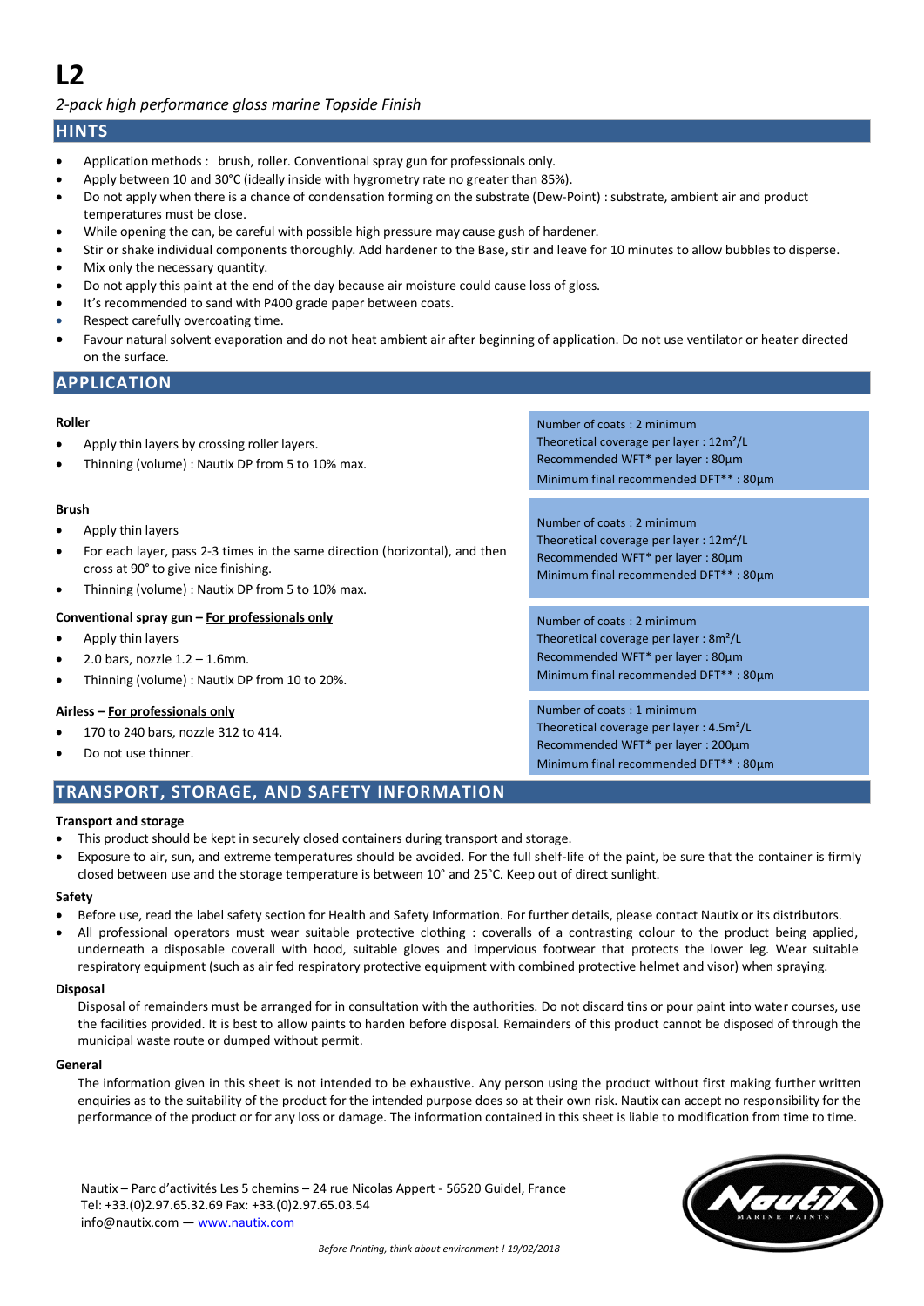# L2

*2-pack high performance gloss marine Topside Finish*

## HINTS

- Application methods : brush, roller. Conventional spray gun for professionals only.
- Apply between 10 and 30°C (ideally inside with hygrometry rate no greater than 85%).
- Do not apply when there is a chance of condensation forming on the substrate (Dew-Point) : substrate, ambient air and product temperatures must be close.
- While opening the can, be careful with possible high pressure may cause gush of hardener.
- Stir or shake individual components thoroughly. Add hardener to the Base, stir and leave for 10 minutes to allow bubbles to disperse.
- Mix only the necessary quantity.
- Do not apply this paint at the end of the day because air moisture could cause loss of gloss.
- It's recommended to sand with P400 grade paper between coats.
- Respect carefully overcoating time.
- Favour natural solvent evaporation and do not heat ambient air after beginning of application. Do not use ventilator or heater directed on the surface.

## APPLICATION

**Roller**

- Apply thin layers by crossing roller layers.
- Thinning (volume) : Nautix DP from 5 to 10% max.

Number of coats : 2 minimum
Theoretical coverage per layer : 12m²/L
Recommended WFT* per layer : 80µm
Minimum final recommended DFT** : 80µm

**Brush**

- Apply thin layers
- For each layer, pass 2-3 times in the same direction (horizontal), and then cross at 90° to give nice finishing.
- Thinning (volume) : Nautix DP from 5 to 10% max.

Number of coats : 2 minimum
Theoretical coverage per layer : 12m²/L
Recommended WFT* per layer : 80µm
Minimum final recommended DFT** : 80µm

**Conventional spray gun – For professionals only**

- Apply thin layers
- 2.0 bars, nozzle 1.2 – 1.6mm.
- Thinning (volume) : Nautix DP from 10 to 20%.

Number of coats : 2 minimum
Theoretical coverage per layer : 8m²/L
Recommended WFT* per layer : 80µm
Minimum final recommended DFT** : 80µm

**Airless – For professionals only**

- 170 to 240 bars, nozzle 312 to 414.
- Do not use thinner.

Number of coats : 1 minimum
Theoretical coverage per layer : 4.5m²/L
Recommended WFT* per layer : 200µm
Minimum final recommended DFT** : 80µm

## TRANSPORT, STORAGE, AND SAFETY INFORMATION

**Transport and storage**

- This product should be kept in securely closed containers during transport and storage.
- Exposure to air, sun, and extreme temperatures should be avoided. For the full shelf-life of the paint, be sure that the container is firmly closed between use and the storage temperature is between 10° and 25°C. Keep out of direct sunlight.

**Safety**

- Before use, read the label safety section for Health and Safety Information. For further details, please contact Nautix or its distributors.
- All professional operators must wear suitable protective clothing : coveralls of a contrasting colour to the product being applied, underneath a disposable coverall with hood, suitable gloves and impervious footwear that protects the lower leg. Wear suitable respiratory equipment (such as air fed respiratory protective equipment with combined protective helmet and visor) when spraying.

**Disposal**

Disposal of remainders must be arranged for in consultation with the authorities. Do not discard tins or pour paint into water courses, use the facilities provided. It is best to allow paints to harden before disposal. Remainders of this product cannot be disposed of through the municipal waste route or dumped without permit.

**General**

The information given in this sheet is not intended to be exhaustive. Any person using the product without first making further written enquiries as to the suitability of the product for the intended purpose does so at their own risk. Nautix can accept no responsibility for the performance of the product or for any loss or damage. The information contained in this sheet is liable to modification from time to time.

Nautix – Parc d'activités Les 5 chemins – 24 rue Nicolas Appert - 56520 Guidel, France
Tel: +33.(0)2.97.65.32.69 Fax: +33.(0)2.97.65.03.54
info@nautix.com — www.nautix.com

*Before Printing, think about environment ! 19/02/2018*